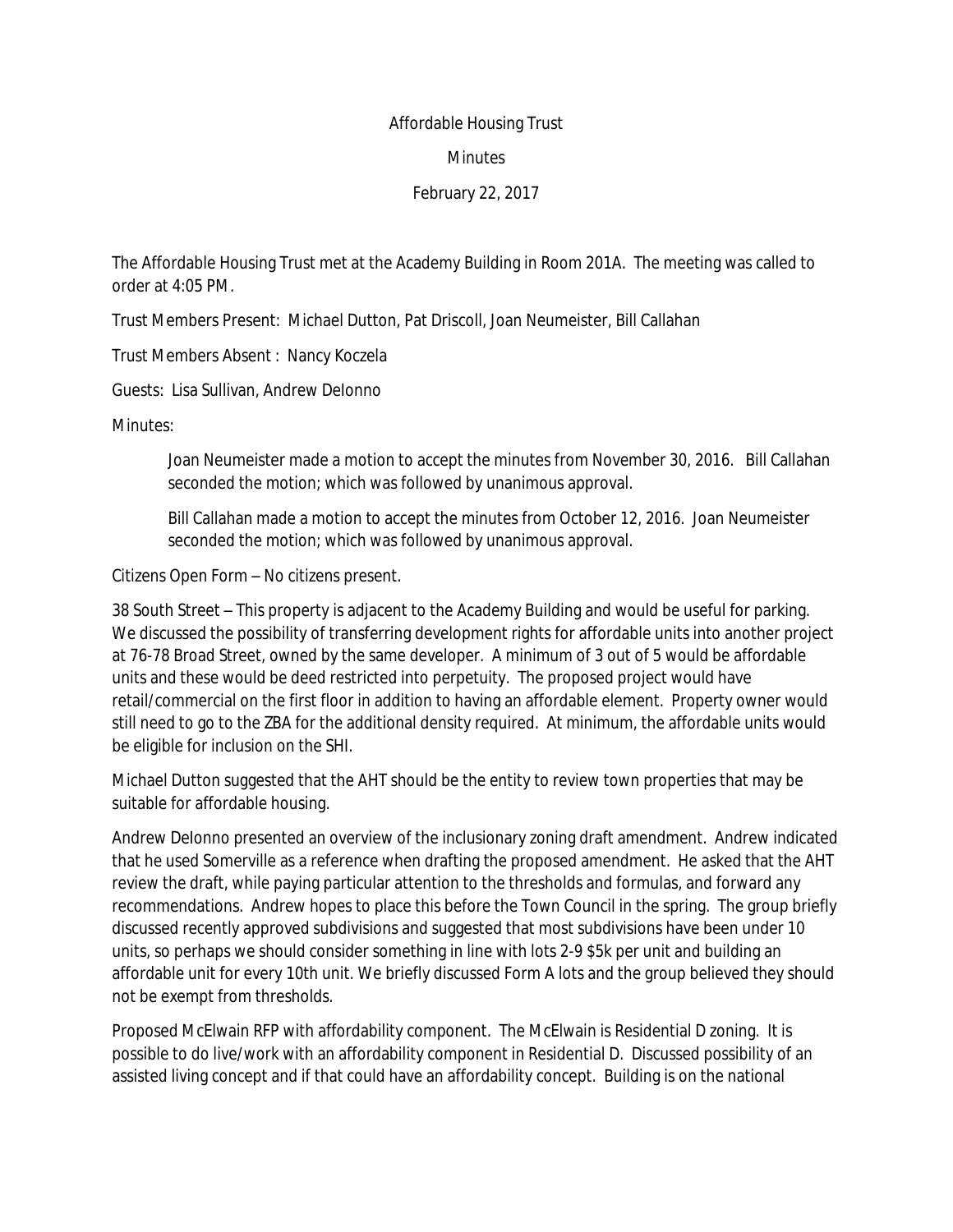Affordable Housing Trust

Minutes

February 22, 2017

The Affordable Housing Trust met at the Academy Building in Room 201A. The meeting was called to order at 4:05 PM.

Trust Members Present: Michael Dutton, Pat Driscoll, Joan Neumeister, Bill Callahan

Trust Members Absent : Nancy Koczela

Guests: Lisa Sullivan, Andrew DeIonno

Minutes:

> Joan Neumeister made a motion to accept the minutes from November 30, 2016. Bill Callahan seconded the motion; which was followed by unanimous approval.
>
> Bill Callahan made a motion to accept the minutes from October 12, 2016. Joan Neumeister seconded the motion; which was followed by unanimous approval.

Citizens Open Form – No citizens present.

38 South Street – This property is adjacent to the Academy Building and would be useful for parking. We discussed the possibility of transferring development rights for affordable units into another project at 76-78 Broad Street, owned by the same developer. A minimum of 3 out of 5 would be affordable units and these would be deed restricted into perpetuity. The proposed project would have retail/commercial on the first floor in addition to having an affordable element. Property owner would still need to go to the ZBA for the additional density required. At minimum, the affordable units would be eligible for inclusion on the SHI.

Michael Dutton suggested that the AHT should be the entity to review town properties that may be suitable for affordable housing.

Andrew DeIonno presented an overview of the inclusionary zoning draft amendment. Andrew indicated that he used Somerville as a reference when drafting the proposed amendment. He asked that the AHT review the draft, while paying particular attention to the thresholds and formulas, and forward any recommendations. Andrew hopes to place this before the Town Council in the spring. The group briefly discussed recently approved subdivisions and suggested that most subdivisions have been under 10 units, so perhaps we should consider something in line with lots 2-9 $5k per unit and building an affordable unit for every 10th unit. We briefly discussed Form A lots and the group believed they should not be exempt from thresholds.

Proposed McElwain RFP with affordability component. The McElwain is Residential D zoning. It is possible to do live/work with an affordability component in Residential D. Discussed possibility of an assisted living concept and if that could have an affordability concept. Building is on the national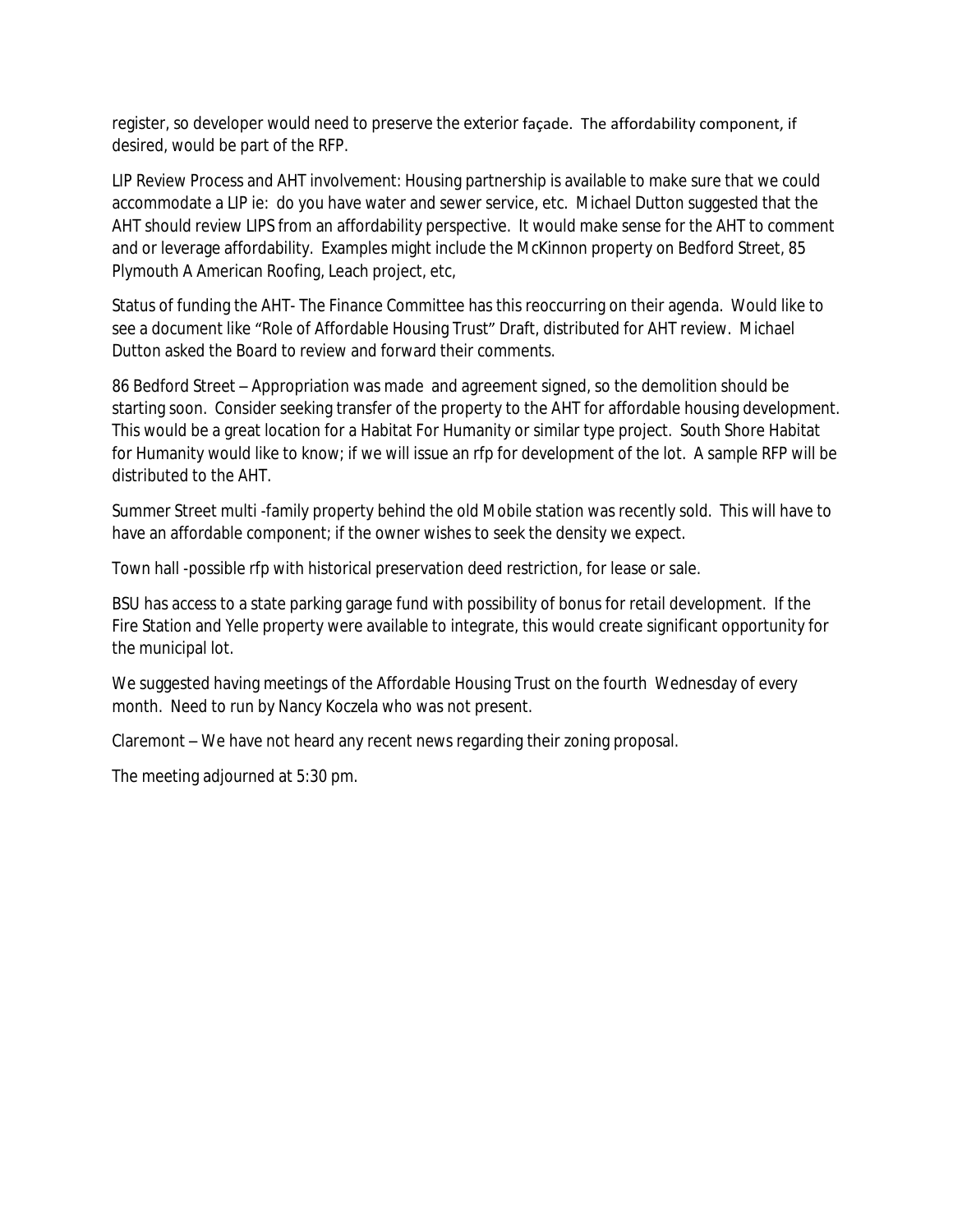register, so developer would need to preserve the exterior façade. The affordability component, if desired, would be part of the RFP.

LIP Review Process and AHT involvement: Housing partnership is available to make sure that we could accommodate a LIP ie: do you have water and sewer service, etc. Michael Dutton suggested that the AHT should review LIPS from an affordability perspective. It would make sense for the AHT to comment and or leverage affordability. Examples might include the McKinnon property on Bedford Street, 85 Plymouth A American Roofing, Leach project, etc,

Status of funding the AHT- The Finance Committee has this reoccurring on their agenda. Would like to see a document like "Role of Affordable Housing Trust" Draft, distributed for AHT review. Michael Dutton asked the Board to review and forward their comments.

86 Bedford Street – Appropriation was made and agreement signed, so the demolition should be starting soon. Consider seeking transfer of the property to the AHT for affordable housing development. This would be a great location for a Habitat For Humanity or similar type project. South Shore Habitat for Humanity would like to know; if we will issue an rfp for development of the lot. A sample RFP will be distributed to the AHT.

Summer Street multi -family property behind the old Mobile station was recently sold. This will have to have an affordable component; if the owner wishes to seek the density we expect.

Town hall -possible rfp with historical preservation deed restriction, for lease or sale.

BSU has access to a state parking garage fund with possibility of bonus for retail development. If the Fire Station and Yelle property were available to integrate, this would create significant opportunity for the municipal lot.

We suggested having meetings of the Affordable Housing Trust on the fourth Wednesday of every month. Need to run by Nancy Koczela who was not present.

Claremont – We have not heard any recent news regarding their zoning proposal.

The meeting adjourned at 5:30 pm.